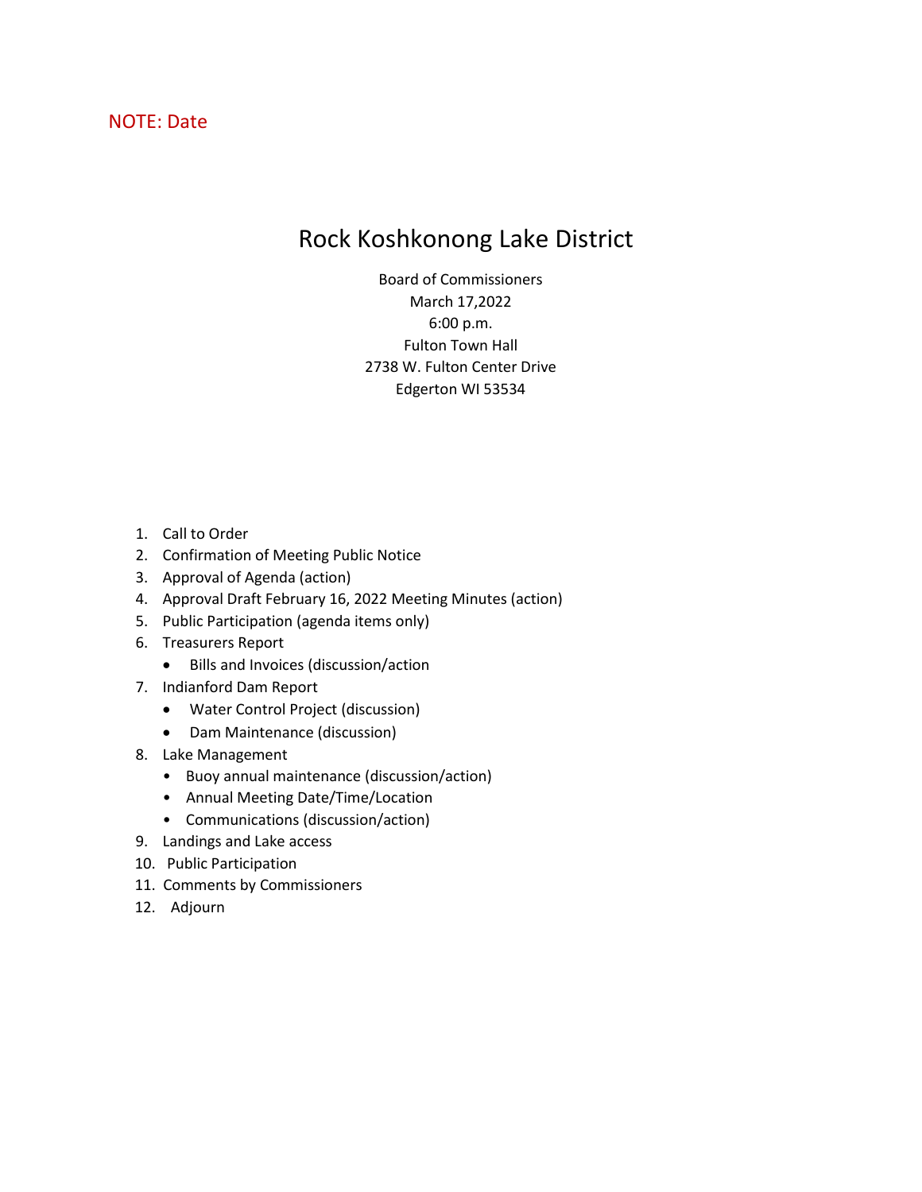NOTE: Date

# Rock Koshkonong Lake District

Board of Commissioners
March 17,2022
6:00 p.m.
Fulton Town Hall
2738 W. Fulton Center Drive
Edgerton WI 53534

1. Call to Order
2. Confirmation of Meeting Public Notice
3. Approval of Agenda (action)
4. Approval Draft February 16, 2022 Meeting Minutes (action)
5. Public Participation (agenda items only)
6. Treasurers Report
   - Bills and Invoices (discussion/action
7. Indianford Dam Report
   - Water Control Project (discussion)
   - Dam Maintenance (discussion)
8. Lake Management
   - Buoy annual maintenance (discussion/action)
   - Annual Meeting Date/Time/Location
   - Communications (discussion/action)
9. Landings and Lake access
10. Public Participation
11. Comments by Commissioners
12. Adjourn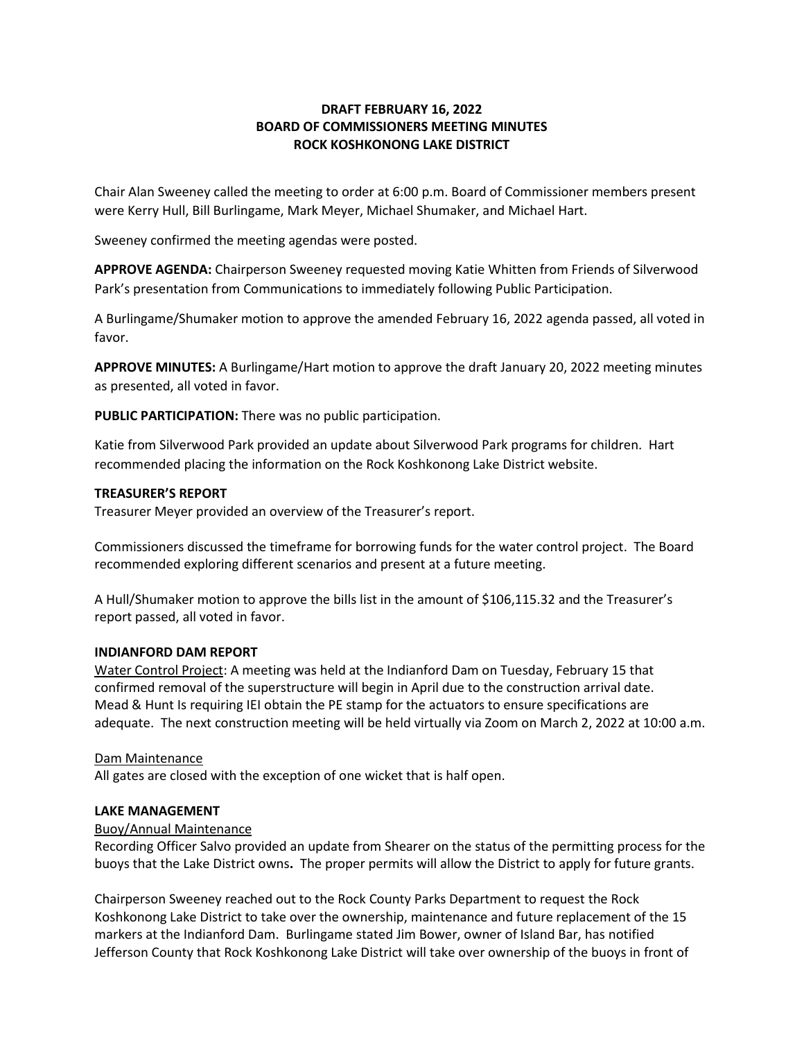**DRAFT FEBRUARY 16, 2022**
**BOARD OF COMMISSIONERS MEETING MINUTES**
**ROCK KOSHKONONG LAKE DISTRICT**

Chair Alan Sweeney called the meeting to order at 6:00 p.m. Board of Commissioner members present were Kerry Hull, Bill Burlingame, Mark Meyer, Michael Shumaker, and Michael Hart.

Sweeney confirmed the meeting agendas were posted.

**APPROVE AGENDA:** Chairperson Sweeney requested moving Katie Whitten from Friends of Silverwood Park's presentation from Communications to immediately following Public Participation.

A Burlingame/Shumaker motion to approve the amended February 16, 2022 agenda passed, all voted in favor.

**APPROVE MINUTES:** A Burlingame/Hart motion to approve the draft January 20, 2022 meeting minutes as presented, all voted in favor.

**PUBLIC PARTICIPATION:** There was no public participation.

Katie from Silverwood Park provided an update about Silverwood Park programs for children. Hart recommended placing the information on the Rock Koshkonong Lake District website.

**TREASURER'S REPORT**

Treasurer Meyer provided an overview of the Treasurer's report.

Commissioners discussed the timeframe for borrowing funds for the water control project. The Board recommended exploring different scenarios and present at a future meeting.

A Hull/Shumaker motion to approve the bills list in the amount of $106,115.32 and the Treasurer's report passed, all voted in favor.

**INDIANFORD DAM REPORT**

Water Control Project: A meeting was held at the Indianford Dam on Tuesday, February 15 that confirmed removal of the superstructure will begin in April due to the construction arrival date. Mead & Hunt Is requiring IEI obtain the PE stamp for the actuators to ensure specifications are adequate. The next construction meeting will be held virtually via Zoom on March 2, 2022 at 10:00 a.m.

Dam Maintenance

All gates are closed with the exception of one wicket that is half open.

**LAKE MANAGEMENT**

Buoy/Annual Maintenance

Recording Officer Salvo provided an update from Shearer on the status of the permitting process for the buoys that the Lake District owns**.** The proper permits will allow the District to apply for future grants.

Chairperson Sweeney reached out to the Rock County Parks Department to request the Rock Koshkonong Lake District to take over the ownership, maintenance and future replacement of the 15 markers at the Indianford Dam. Burlingame stated Jim Bower, owner of Island Bar, has notified Jefferson County that Rock Koshkonong Lake District will take over ownership of the buoys in front of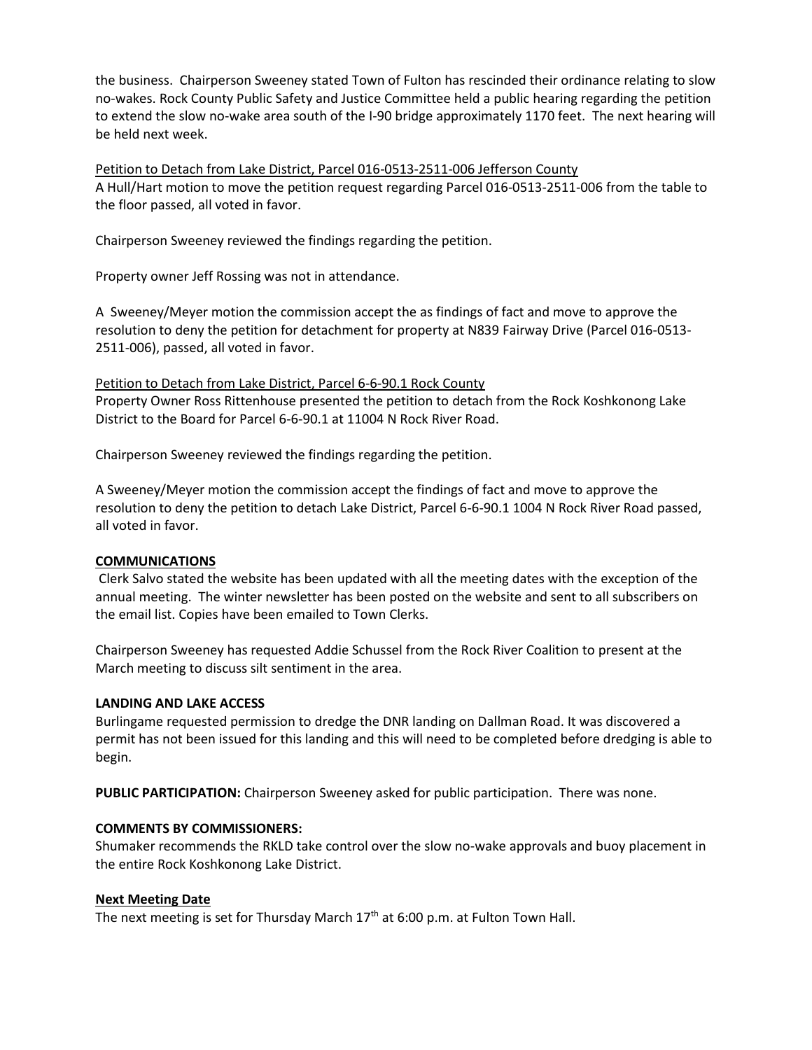the business. Chairperson Sweeney stated Town of Fulton has rescinded their ordinance relating to slow no-wakes. Rock County Public Safety and Justice Committee held a public hearing regarding the petition to extend the slow no-wake area south of the I-90 bridge approximately 1170 feet. The next hearing will be held next week.

<u>Petition to Detach from Lake District, Parcel 016-0513-2511-006 Jefferson County</u>
A Hull/Hart motion to move the petition request regarding Parcel 016-0513-2511-006 from the table to the floor passed, all voted in favor.

Chairperson Sweeney reviewed the findings regarding the petition.

Property owner Jeff Rossing was not in attendance.

A Sweeney/Meyer motion the commission accept the as findings of fact and move to approve the resolution to deny the petition for detachment for property at N839 Fairway Drive (Parcel 016-0513-2511-006), passed, all voted in favor.

<u>Petition to Detach from Lake District, Parcel 6-6-90.1 Rock County</u>
Property Owner Ross Rittenhouse presented the petition to detach from the Rock Koshkonong Lake District to the Board for Parcel 6-6-90.1 at 11004 N Rock River Road.

Chairperson Sweeney reviewed the findings regarding the petition.

A Sweeney/Meyer motion the commission accept the findings of fact and move to approve the resolution to deny the petition to detach Lake District, Parcel 6-6-90.1 1004 N Rock River Road passed, all voted in favor.

**<u>COMMUNICATIONS</u>**
Clerk Salvo stated the website has been updated with all the meeting dates with the exception of the annual meeting. The winter newsletter has been posted on the website and sent to all subscribers on the email list. Copies have been emailed to Town Clerks.

Chairperson Sweeney has requested Addie Schussel from the Rock River Coalition to present at the March meeting to discuss silt sentiment in the area.

**LANDING AND LAKE ACCESS**
Burlingame requested permission to dredge the DNR landing on Dallman Road. It was discovered a permit has not been issued for this landing and this will need to be completed before dredging is able to begin.

**PUBLIC PARTICIPATION:** Chairperson Sweeney asked for public participation. There was none.

**COMMENTS BY COMMISSIONERS:**
Shumaker recommends the RKLD take control over the slow no-wake approvals and buoy placement in the entire Rock Koshkonong Lake District.

**<u>Next Meeting Date</u>**
The next meeting is set for Thursday March 17th at 6:00 p.m. at Fulton Town Hall.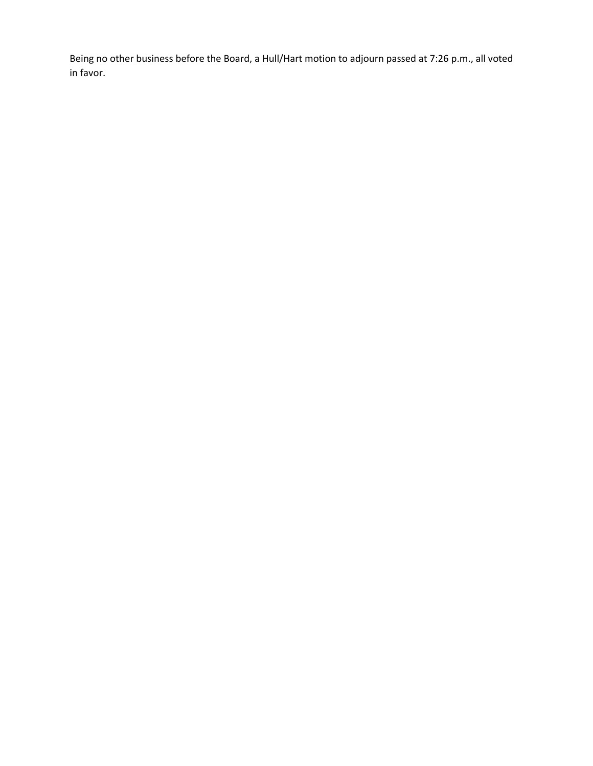Being no other business before the Board, a Hull/Hart motion to adjourn passed at 7:26 p.m., all voted in favor.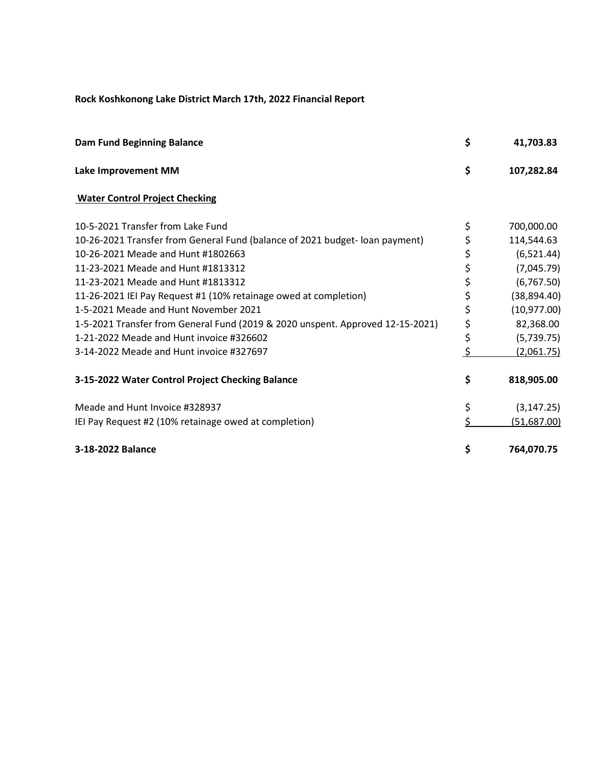**Rock Koshkonong Lake District March 17th, 2022 Financial Report**

| | | |
|---|---|---|
| **Dam Fund Beginning Balance** | **$** | **41,703.83** |
| **Lake Improvement MM** | **$** | **107,282.84** |
| **<u>Water Control Project Checking</u>** | | |
| 10-5-2021 Transfer from Lake Fund | $ | 700,000.00 |
| 10-26-2021 Transfer from General Fund (balance of 2021 budget- loan payment) | $ | 114,544.63 |
| 10-26-2021 Meade and Hunt #1802663 | $ | (6,521.44) |
| 11-23-2021 Meade and Hunt #1813312 | $ | (7,045.79) |
| 11-23-2021 Meade and Hunt #1813312 | $ | (6,767.50) |
| 11-26-2021 IEI Pay Request #1 (10% retainage owed at completion) | $ | (38,894.40) |
| 1-5-2021 Meade and Hunt November 2021 | $ | (10,977.00) |
| 1-5-2021 Transfer from General Fund (2019 & 2020 unspent. Approved 12-15-2021) | $ | 82,368.00 |
| 1-21-2022 Meade and Hunt invoice #326602 | $ | (5,739.75) |
| 3-14-2022 Meade and Hunt invoice #327697 | $ | (2,061.75) |
| **3-15-2022 Water Control Project Checking Balance** | **$** | **818,905.00** |
| Meade and Hunt Invoice #328937 | $ | (3,147.25) |
| IEI Pay Request #2 (10% retainage owed at completion) | $ | (51,687.00) |
| **3-18-2022 Balance** | **$** | **764,070.75** |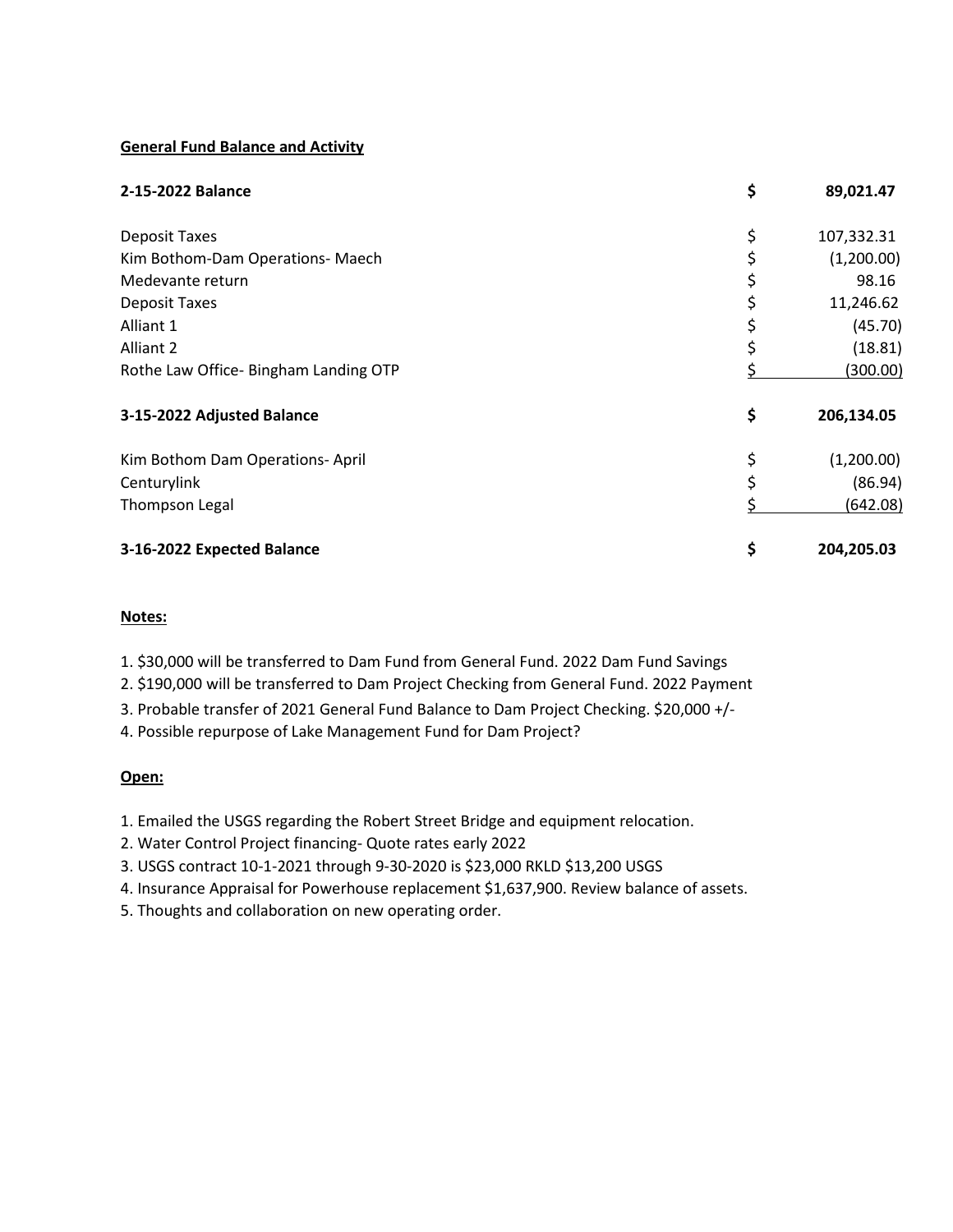**General Fund Balance and Activity**

| | | |
|---|---|---|
| **2-15-2022 Balance** | **$** | **89,021.47** |
| Deposit Taxes | $ | 107,332.31 |
| Kim Bothom-Dam Operations- Maech | $ | (1,200.00) |
| Medevante return | $ | 98.16 |
| Deposit Taxes | $ | 11,246.62 |
| Alliant 1 | $ | (45.70) |
| Alliant 2 | $ | (18.81) |
| Rothe Law Office- Bingham Landing OTP | $ | (300.00) |
| **3-15-2022 Adjusted Balance** | **$** | **206,134.05** |
| Kim Bothom Dam Operations- April | $ | (1,200.00) |
| Centurylink | $ | (86.94) |
| Thompson Legal | $ | (642.08) |
| **3-16-2022 Expected Balance** | **$** | **204,205.03** |

**Notes:**

1. $30,000 will be transferred to Dam Fund from General Fund. 2022 Dam Fund Savings
2. $190,000 will be transferred to Dam Project Checking from General Fund. 2022 Payment
3. Probable transfer of 2021 General Fund Balance to Dam Project Checking. $20,000 +/-
4. Possible repurpose of Lake Management Fund for Dam Project?

**Open:**

1. Emailed the USGS regarding the Robert Street Bridge and equipment relocation.
2. Water Control Project financing- Quote rates early 2022
3. USGS contract 10-1-2021 through 9-30-2020 is $23,000 RKLD $13,200 USGS
4. Insurance Appraisal for Powerhouse replacement $1,637,900. Review balance of assets.
5. Thoughts and collaboration on new operating order.